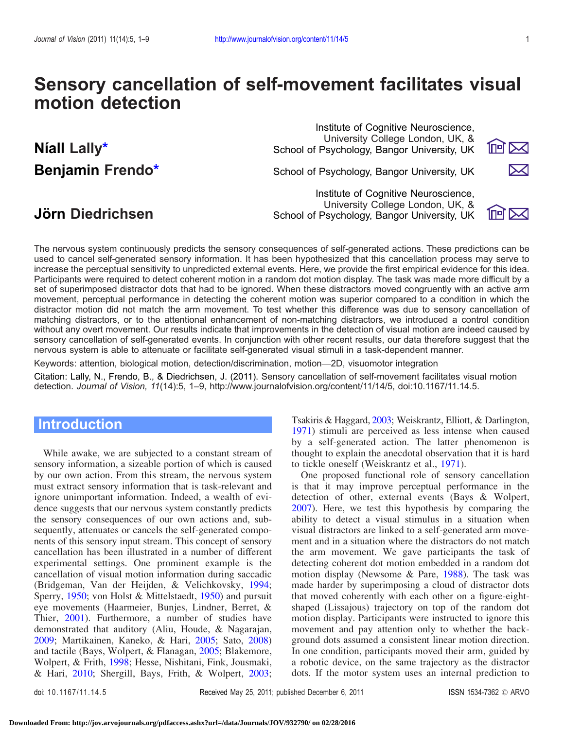# Sensory cancellation of self-movement facilitates visual motion detection

**Níall Lally***
Institute of Cognitive Neuroscience, University College London, UK, & School of Psychology, Bangor University, UK

**Benjamin Frendo***
School of Psychology, Bangor University, UK

**Jörn Diedrichsen**
Institute of Cognitive Neuroscience, University College London, UK, & School of Psychology, Bangor University, UK

The nervous system continuously predicts the sensory consequences of self-generated actions. These predictions can be used to cancel self-generated sensory information. It has been hypothesized that this cancellation process may serve to increase the perceptual sensitivity to unpredicted external events. Here, we provide the first empirical evidence for this idea. Participants were required to detect coherent motion in a random dot motion display. The task was made more difficult by a set of superimposed distractor dots that had to be ignored. When these distractors moved congruently with an active arm movement, perceptual performance in detecting the coherent motion was superior compared to a condition in which the distractor motion did not match the arm movement. To test whether this difference was due to sensory cancellation of matching distractors, or to the attentional enhancement of non-matching distractors, we introduced a control condition without any overt movement. Our results indicate that improvements in the detection of visual motion are indeed caused by sensory cancellation of self-generated events. In conjunction with other recent results, our data therefore suggest that the nervous system is able to attenuate or facilitate self-generated visual stimuli in a task-dependent manner.

Keywords: attention, biological motion, detection/discrimination, motion—2D, visuomotor integration

Citation: Lally, N., Frendo, B., & Diedrichsen, J. (2011). Sensory cancellation of self-movement facilitates visual motion detection. *Journal of Vision, 11*(14):5, 1–9, http://www.journalofvision.org/content/11/14/5, doi:10.1167/11.14.5.

## Introduction

While awake, we are subjected to a constant stream of sensory information, a sizeable portion of which is caused by our own action. From this stream, the nervous system must extract sensory information that is task-relevant and ignore unimportant information. Indeed, a wealth of evidence suggests that our nervous system constantly predicts the sensory consequences of our own actions and, subsequently, attenuates or cancels the self-generated components of this sensory input stream. This concept of sensory cancellation has been illustrated in a number of different experimental settings. One prominent example is the cancellation of visual motion information during saccadic (Bridgeman, Van der Heijden, & Velichkovsky, 1994; Sperry, 1950; von Holst & Mittelstaedt, 1950) and pursuit eye movements (Haarmeier, Bunjes, Lindner, Berret, & Thier, 2001). Furthermore, a number of studies have demonstrated that auditory (Aliu, Houde, & Nagarajan, 2009; Martikainen, Kaneko, & Hari, 2005; Sato, 2008) and tactile (Bays, Wolpert, & Flanagan, 2005; Blakemore, Wolpert, & Frith, 1998; Hesse, Nishitani, Fink, Jousmaki, & Hari, 2010; Shergill, Bays, Frith, & Wolpert, 2003; Tsakiris & Haggard, 2003; Weiskrantz, Elliott, & Darlington, 1971) stimuli are perceived as less intense when caused by a self-generated action. The latter phenomenon is thought to explain the anecdotal observation that it is hard to tickle oneself (Weiskrantz et al., 1971).

One proposed functional role of sensory cancellation is that it may improve perceptual performance in the detection of other, external events (Bays & Wolpert, 2007). Here, we test this hypothesis by comparing the ability to detect a visual stimulus in a situation when visual distractors are linked to a self-generated arm movement and in a situation where the distractors do not match the arm movement. We gave participants the task of detecting coherent dot motion embedded in a random dot motion display (Newsome & Pare, 1988). The task was made harder by superimposing a cloud of distractor dots that moved coherently with each other on a figure-eight-shaped (Lissajous) trajectory on top of the random dot motion display. Participants were instructed to ignore this movement and pay attention only to whether the background dots assumed a consistent linear motion direction. In one condition, participants moved their arm, guided by a robotic device, on the same trajectory as the distractor dots. If the motor system uses an internal prediction to

doi: 10.1167/11.14.5 Received May 25, 2011; published December 6, 2011 ISSN 1534-7362 © ARVO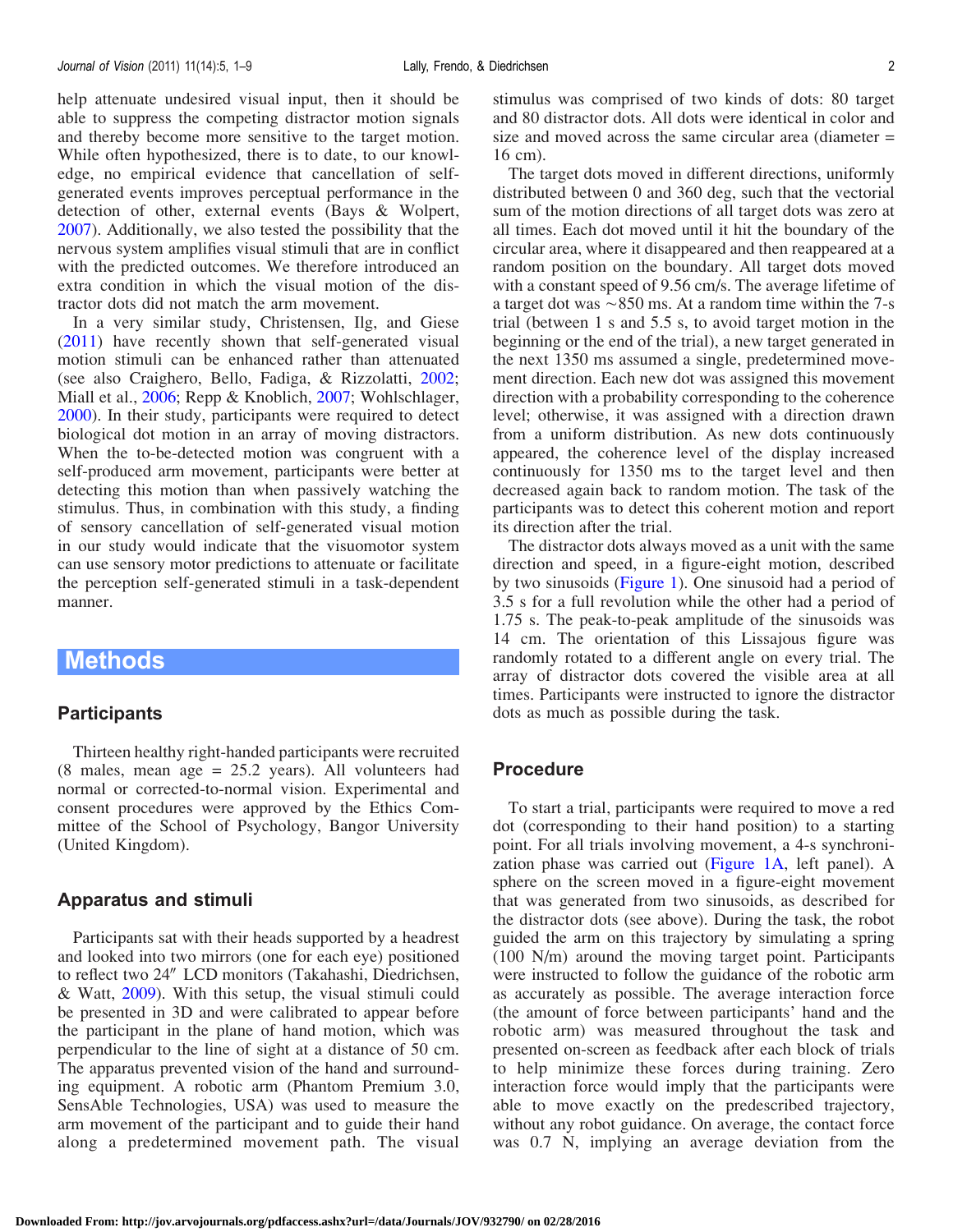help attenuate undesired visual input, then it should be able to suppress the competing distractor motion signals and thereby become more sensitive to the target motion. While often hypothesized, there is to date, to our knowledge, no empirical evidence that cancellation of self-generated events improves perceptual performance in the detection of other, external events (Bays & Wolpert, 2007). Additionally, we also tested the possibility that the nervous system amplifies visual stimuli that are in conflict with the predicted outcomes. We therefore introduced an extra condition in which the visual motion of the distractor dots did not match the arm movement.

In a very similar study, Christensen, Ilg, and Giese (2011) have recently shown that self-generated visual motion stimuli can be enhanced rather than attenuated (see also Craighero, Bello, Fadiga, & Rizzolatti, 2002; Miall et al., 2006; Repp & Knoblich, 2007; Wohlschlager, 2000). In their study, participants were required to detect biological dot motion in an array of moving distractors. When the to-be-detected motion was congruent with a self-produced arm movement, participants were better at detecting this motion than when passively watching the stimulus. Thus, in combination with this study, a finding of sensory cancellation of self-generated visual motion in our study would indicate that the visuomotor system can use sensory motor predictions to attenuate or facilitate the perception self-generated stimuli in a task-dependent manner.

# Methods

## Participants

Thirteen healthy right-handed participants were recruited (8 males, mean age = 25.2 years). All volunteers had normal or corrected-to-normal vision. Experimental and consent procedures were approved by the Ethics Committee of the School of Psychology, Bangor University (United Kingdom).

## Apparatus and stimuli

Participants sat with their heads supported by a headrest and looked into two mirrors (one for each eye) positioned to reflect two 24″ LCD monitors (Takahashi, Diedrichsen, & Watt, 2009). With this setup, the visual stimuli could be presented in 3D and were calibrated to appear before the participant in the plane of hand motion, which was perpendicular to the line of sight at a distance of 50 cm. The apparatus prevented vision of the hand and surrounding equipment. A robotic arm (Phantom Premium 3.0, SensAble Technologies, USA) was used to measure the arm movement of the participant and to guide their hand along a predetermined movement path. The visual stimulus was comprised of two kinds of dots: 80 target and 80 distractor dots. All dots were identical in color and size and moved across the same circular area (diameter = 16 cm).

The target dots moved in different directions, uniformly distributed between 0 and 360 deg, such that the vectorial sum of the motion directions of all target dots was zero at all times. Each dot moved until it hit the boundary of the circular area, where it disappeared and then reappeared at a random position on the boundary. All target dots moved with a constant speed of 9.56 cm/s. The average lifetime of a target dot was ~850 ms. At a random time within the 7-s trial (between 1 s and 5.5 s, to avoid target motion in the beginning or the end of the trial), a new target generated in the next 1350 ms assumed a single, predetermined movement direction. Each new dot was assigned this movement direction with a probability corresponding to the coherence level; otherwise, it was assigned with a direction drawn from a uniform distribution. As new dots continuously appeared, the coherence level of the display increased continuously for 1350 ms to the target level and then decreased again back to random motion. The task of the participants was to detect this coherent motion and report its direction after the trial.

The distractor dots always moved as a unit with the same direction and speed, in a figure-eight motion, described by two sinusoids (Figure 1). One sinusoid had a period of 3.5 s for a full revolution while the other had a period of 1.75 s. The peak-to-peak amplitude of the sinusoids was 14 cm. The orientation of this Lissajous figure was randomly rotated to a different angle on every trial. The array of distractor dots covered the visible area at all times. Participants were instructed to ignore the distractor dots as much as possible during the task.

## Procedure

To start a trial, participants were required to move a red dot (corresponding to their hand position) to a starting point. For all trials involving movement, a 4-s synchronization phase was carried out (Figure 1A, left panel). A sphere on the screen moved in a figure-eight movement that was generated from two sinusoids, as described for the distractor dots (see above). During the task, the robot guided the arm on this trajectory by simulating a spring (100 N/m) around the moving target point. Participants were instructed to follow the guidance of the robotic arm as accurately as possible. The average interaction force (the amount of force between participants' hand and the robotic arm) was measured throughout the task and presented on-screen as feedback after each block of trials to help minimize these forces during training. Zero interaction force would imply that the participants were able to move exactly on the predescribed trajectory, without any robot guidance. On average, the contact force was 0.7 N, implying an average deviation from the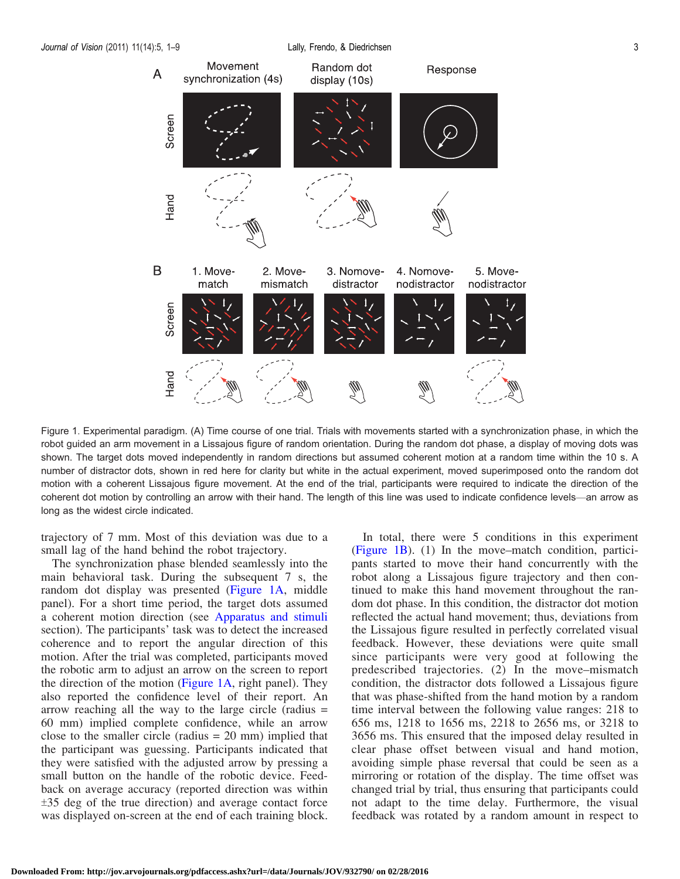Figure 1. Experimental paradigm. (A) Time course of one trial. Trials with movements started with a synchronization phase, in which the robot guided an arm movement in a Lissajous figure of random orientation. During the random dot phase, a display of moving dots was shown. The target dots moved independently in random directions but assumed coherent motion at a random time within the 10 s. A number of distractor dots, shown in red here for clarity but white in the actual experiment, moved superimposed onto the random dot motion with a coherent Lissajous figure movement. At the end of the trial, participants were required to indicate the direction of the coherent dot motion by controlling an arrow with their hand. The length of this line was used to indicate confidence levels—an arrow as long as the widest circle indicated.

trajectory of 7 mm. Most of this deviation was due to a small lag of the hand behind the robot trajectory.

The synchronization phase blended seamlessly into the main behavioral task. During the subsequent 7 s, the random dot display was presented (Figure 1A, middle panel). For a short time period, the target dots assumed a coherent motion direction (see Apparatus and stimuli section). The participants' task was to detect the increased coherence and to report the angular direction of this motion. After the trial was completed, participants moved the robotic arm to adjust an arrow on the screen to report the direction of the motion (Figure 1A, right panel). They also reported the confidence level of their report. An arrow reaching all the way to the large circle (radius = 60 mm) implied complete confidence, while an arrow close to the smaller circle (radius = 20 mm) implied that the participant was guessing. Participants indicated that they were satisfied with the adjusted arrow by pressing a small button on the handle of the robotic device. Feedback on average accuracy (reported direction was within ±35 deg of the true direction) and average contact force was displayed on-screen at the end of each training block.

In total, there were 5 conditions in this experiment (Figure 1B). (1) In the move–match condition, participants started to move their hand concurrently with the robot along a Lissajous figure trajectory and then continued to make this hand movement throughout the random dot phase. In this condition, the distractor dot motion reflected the actual hand movement; thus, deviations from the Lissajous figure resulted in perfectly correlated visual feedback. However, these deviations were quite small since participants were very good at following the predescribed trajectories. (2) In the move–mismatch condition, the distractor dots followed a Lissajous figure that was phase-shifted from the hand motion by a random time interval between the following value ranges: 218 to 656 ms, 1218 to 1656 ms, 2218 to 2656 ms, or 3218 to 3656 ms. This ensured that the imposed delay resulted in clear phase offset between visual and hand motion, avoiding simple phase reversal that could be seen as a mirroring or rotation of the display. The time offset was changed trial by trial, thus ensuring that participants could not adapt to the time delay. Furthermore, the visual feedback was rotated by a random amount in respect to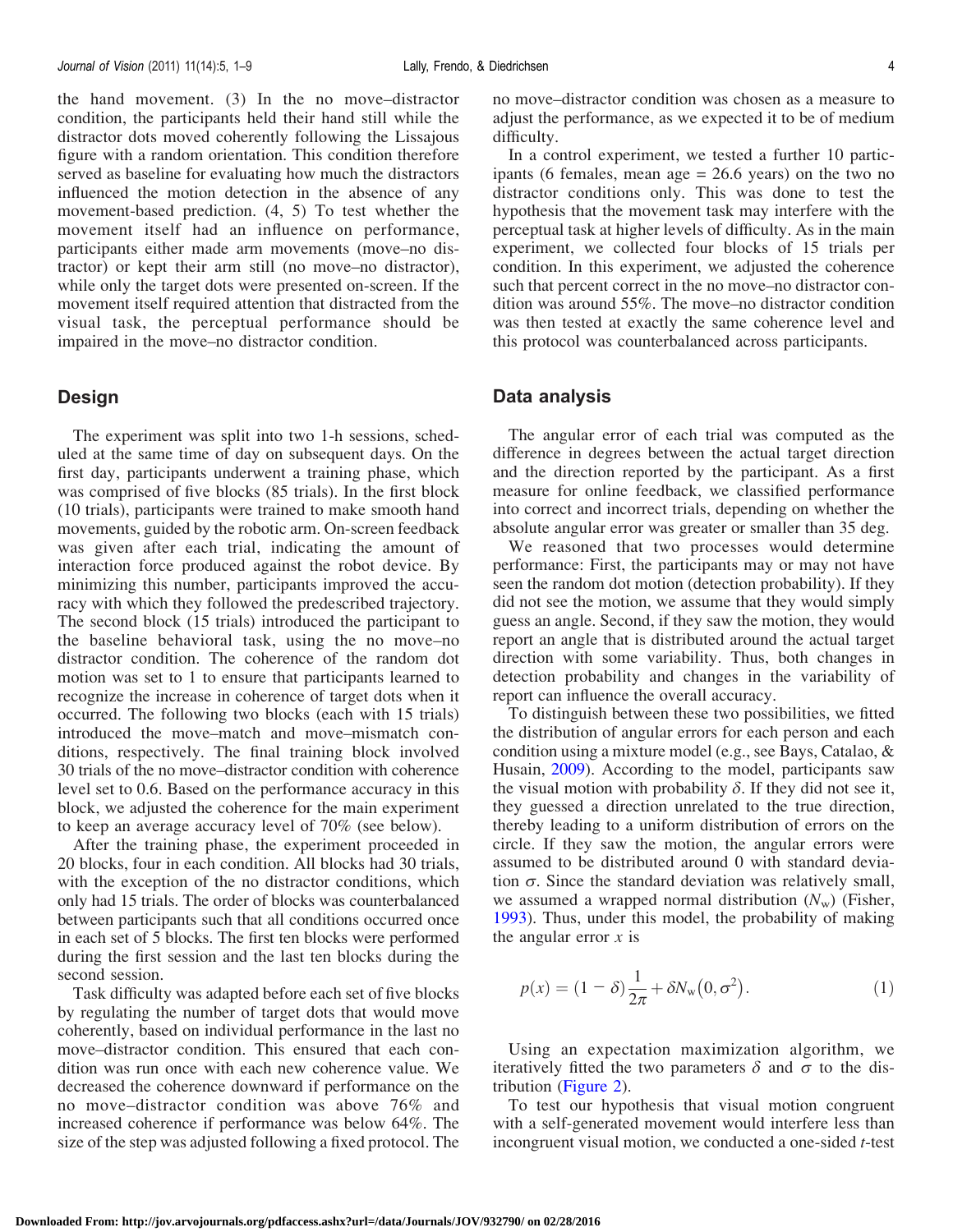the hand movement. (3) In the no move–distractor condition, the participants held their hand still while the distractor dots moved coherently following the Lissajous figure with a random orientation. This condition therefore served as baseline for evaluating how much the distractors influenced the motion detection in the absence of any movement-based prediction. (4, 5) To test whether the movement itself had an influence on performance, participants either made arm movements (move–no distractor) or kept their arm still (no move–no distractor), while only the target dots were presented on-screen. If the movement itself required attention that distracted from the visual task, the perceptual performance should be impaired in the move–no distractor condition.

## Design

The experiment was split into two 1-h sessions, scheduled at the same time of day on subsequent days. On the first day, participants underwent a training phase, which was comprised of five blocks (85 trials). In the first block (10 trials), participants were trained to make smooth hand movements, guided by the robotic arm. On-screen feedback was given after each trial, indicating the amount of interaction force produced against the robot device. By minimizing this number, participants improved the accuracy with which they followed the predescribed trajectory. The second block (15 trials) introduced the participant to the baseline behavioral task, using the no move–no distractor condition. The coherence of the random dot motion was set to 1 to ensure that participants learned to recognize the increase in coherence of target dots when it occurred. The following two blocks (each with 15 trials) introduced the move–match and move–mismatch conditions, respectively. The final training block involved 30 trials of the no move–distractor condition with coherence level set to 0.6. Based on the performance accuracy in this block, we adjusted the coherence for the main experiment to keep an average accuracy level of 70% (see below).

After the training phase, the experiment proceeded in 20 blocks, four in each condition. All blocks had 30 trials, with the exception of the no distractor conditions, which only had 15 trials. The order of blocks was counterbalanced between participants such that all conditions occurred once in each set of 5 blocks. The first ten blocks were performed during the first session and the last ten blocks during the second session.

Task difficulty was adapted before each set of five blocks by regulating the number of target dots that would move coherently, based on individual performance in the last no move–distractor condition. This ensured that each condition was run once with each new coherence value. We decreased the coherence downward if performance on the no move–distractor condition was above 76% and increased coherence if performance was below 64%. The size of the step was adjusted following a fixed protocol. The no move–distractor condition was chosen as a measure to adjust the performance, as we expected it to be of medium difficulty.

In a control experiment, we tested a further 10 participants (6 females, mean age = 26.6 years) on the two no distractor conditions only. This was done to test the hypothesis that the movement task may interfere with the perceptual task at higher levels of difficulty. As in the main experiment, we collected four blocks of 15 trials per condition. In this experiment, we adjusted the coherence such that percent correct in the no move–no distractor condition was around 55%. The move–no distractor condition was then tested at exactly the same coherence level and this protocol was counterbalanced across participants.

## Data analysis

The angular error of each trial was computed as the difference in degrees between the actual target direction and the direction reported by the participant. As a first measure for online feedback, we classified performance into correct and incorrect trials, depending on whether the absolute angular error was greater or smaller than 35 deg.

We reasoned that two processes would determine performance: First, the participants may or may not have seen the random dot motion (detection probability). If they did not see the motion, we assume that they would simply guess an angle. Second, if they saw the motion, they would report an angle that is distributed around the actual target direction with some variability. Thus, both changes in detection probability and changes in the variability of report can influence the overall accuracy.

To distinguish between these two possibilities, we fitted the distribution of angular errors for each person and each condition using a mixture model (e.g., see Bays, Catalao, & Husain, 2009). According to the model, participants saw the visual motion with probability $\delta$. If they did not see it, they guessed a direction unrelated to the true direction, thereby leading to a uniform distribution of errors on the circle. If they saw the motion, the angular errors were assumed to be distributed around 0 with standard deviation $\sigma$. Since the standard deviation was relatively small, we assumed a wrapped normal distribution ($N_w$) (Fisher, 1993). Thus, under this model, the probability of making the angular error $x$ is

$$p(x) = (1 - \delta)\frac{1}{2\pi} + \delta N_w(0, \sigma^2). \tag{1}$$

Using an expectation maximization algorithm, we iteratively fitted the two parameters $\delta$ and $\sigma$ to the distribution (Figure 2).

To test our hypothesis that visual motion congruent with a self-generated movement would interfere less than incongruent visual motion, we conducted a one-sided *t*-test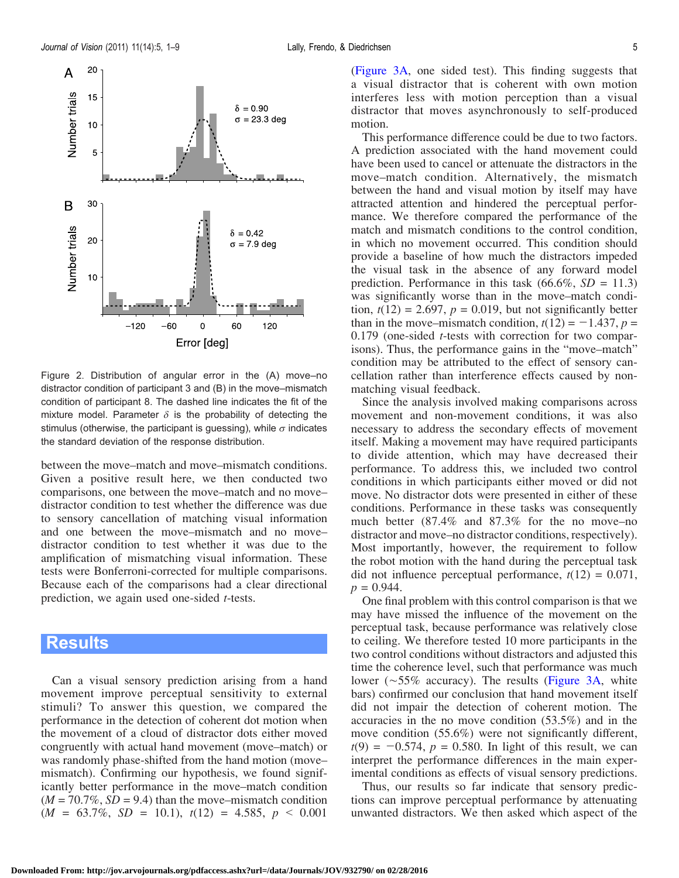Figure 2. Distribution of angular error in the (A) move–no distractor condition of participant 3 and (B) in the move–mismatch condition of participant 8. The dashed line indicates the fit of the mixture model. Parameter $\delta$ is the probability of detecting the stimulus (otherwise, the participant is guessing), while $\sigma$ indicates the standard deviation of the response distribution.

between the move–match and move–mismatch conditions. Given a positive result here, we then conducted two comparisons, one between the move–match and no move–distractor condition to test whether the difference was due to sensory cancellation of matching visual information and one between the move–mismatch and no move–distractor condition to test whether it was due to the amplification of mismatching visual information. These tests were Bonferroni-corrected for multiple comparisons. Because each of the comparisons had a clear directional prediction, we again used one-sided *t*-tests.

## Results

Can a visual sensory prediction arising from a hand movement improve perceptual sensitivity to external stimuli? To answer this question, we compared the performance in the detection of coherent dot motion when the movement of a cloud of distractor dots either moved congruently with actual hand movement (move–match) or was randomly phase-shifted from the hand motion (move–mismatch). Confirming our hypothesis, we found significantly better performance in the move–match condition ($M = 70.7\%$, $SD = 9.4$) than the move–mismatch condition ($M = 63.7\%$, $SD = 10.1$), $t(12) = 4.585$, $p < 0.001$ (Figure 3A, one sided test). This finding suggests that a visual distractor that is coherent with own motion interferes less with motion perception than a visual distractor that moves asynchronously to self-produced motion.

This performance difference could be due to two factors. A prediction associated with the hand movement could have been used to cancel or attenuate the distractors in the move–match condition. Alternatively, the mismatch between the hand and visual motion by itself may have attracted attention and hindered the perceptual performance. We therefore compared the performance of the match and mismatch conditions to the control condition, in which no movement occurred. This condition should provide a baseline of how much the distractors impeded the visual task in the absence of any forward model prediction. Performance in this task (66.6%, $SD = 11.3$) was significantly worse than in the move–match condition, $t(12) = 2.697$, $p = 0.019$, but not significantly better than in the move–mismatch condition, $t(12) = -1.437$, $p = 0.179$ (one-sided *t*-tests with correction for two comparisons). Thus, the performance gains in the "move–match" condition may be attributed to the effect of sensory cancellation rather than interference effects caused by non-matching visual feedback.

Since the analysis involved making comparisons across movement and non-movement conditions, it was also necessary to address the secondary effects of movement itself. Making a movement may have required participants to divide attention, which may have decreased their performance. To address this, we included two control conditions in which participants either moved or did not move. No distractor dots were presented in either of these conditions. Performance in these tasks was consequently much better (87.4% and 87.3% for the no move–no distractor and move–no distractor conditions, respectively). Most importantly, however, the requirement to follow the robot motion with the hand during the perceptual task did not influence perceptual performance, $t(12) = 0.071$, $p = 0.944$.

One final problem with this control comparison is that we may have missed the influence of the movement on the perceptual task, because performance was relatively close to ceiling. We therefore tested 10 more participants in the two control conditions without distractors and adjusted this time the coherence level, such that performance was much lower (~55% accuracy). The results (Figure 3A, white bars) confirmed our conclusion that hand movement itself did not impair the detection of coherent motion. The accuracies in the no move condition (53.5%) and in the move condition (55.6%) were not significantly different, $t(9) = -0.574$, $p = 0.580$. In light of this result, we can interpret the performance differences in the main experimental conditions as effects of visual sensory predictions.

Thus, our results so far indicate that sensory predictions can improve perceptual performance by attenuating unwanted distractors. We then asked which aspect of the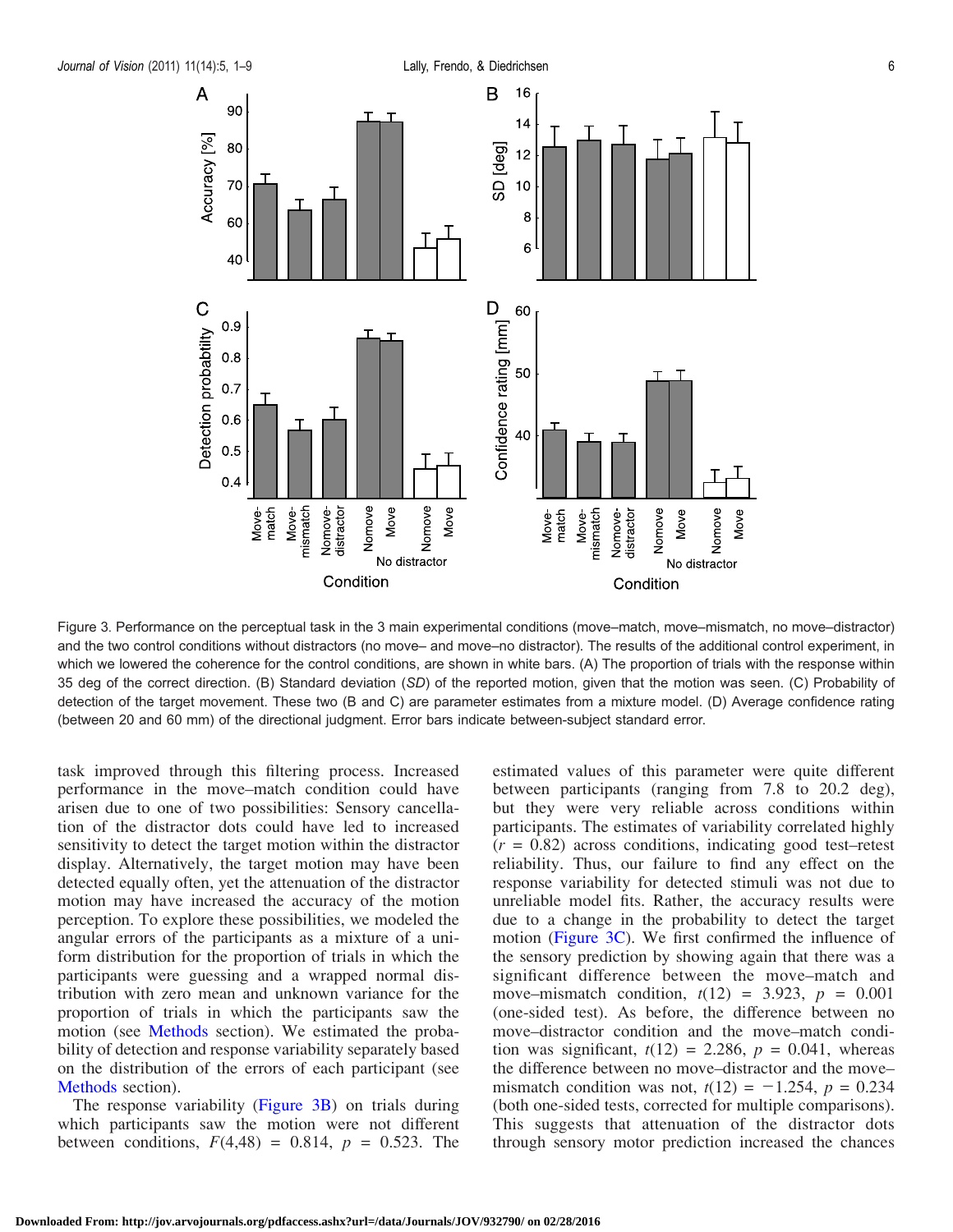Figure 3. Performance on the perceptual task in the 3 main experimental conditions (move–match, move–mismatch, no move–distractor) and the two control conditions without distractors (no move– and move–no distractor). The results of the additional control experiment, in which we lowered the coherence for the control conditions, are shown in white bars. (A) The proportion of trials with the response within 35 deg of the correct direction. (B) Standard deviation (*SD*) of the reported motion, given that the motion was seen. (C) Probability of detection of the target movement. These two (B and C) are parameter estimates from a mixture model. (D) Average confidence rating (between 20 and 60 mm) of the directional judgment. Error bars indicate between-subject standard error.

task improved through this filtering process. Increased performance in the move–match condition could have arisen due to one of two possibilities: Sensory cancellation of the distractor dots could have led to increased sensitivity to detect the target motion within the distractor display. Alternatively, the target motion may have been detected equally often, yet the attenuation of the distractor motion may have increased the accuracy of the motion perception. To explore these possibilities, we modeled the angular errors of the participants as a mixture of a uniform distribution for the proportion of trials in which the participants were guessing and a wrapped normal distribution with zero mean and unknown variance for the proportion of trials in which the participants saw the motion (see Methods section). We estimated the probability of detection and response variability separately based on the distribution of the errors of each participant (see Methods section).

The response variability (Figure 3B) on trials during which participants saw the motion were not different between conditions, $F(4,48) = 0.814$, $p = 0.523$. The estimated values of this parameter were quite different between participants (ranging from 7.8 to 20.2 deg), but they were very reliable across conditions within participants. The estimates of variability correlated highly ($r = 0.82$) across conditions, indicating good test–retest reliability. Thus, our failure to find any effect on the response variability for detected stimuli was not due to unreliable model fits. Rather, the accuracy results were due to a change in the probability to detect the target motion (Figure 3C). We first confirmed the influence of the sensory prediction by showing again that there was a significant difference between the move–match and move–mismatch condition, $t(12) = 3.923$, $p = 0.001$ (one-sided test). As before, the difference between no move–distractor condition and the move–match condition was significant, $t(12) = 2.286$, $p = 0.041$, whereas the difference between no move–distractor and the move–mismatch condition was not, $t(12) = -1.254$, $p = 0.234$ (both one-sided tests, corrected for multiple comparisons). This suggests that attenuation of the distractor dots through sensory motor prediction increased the chances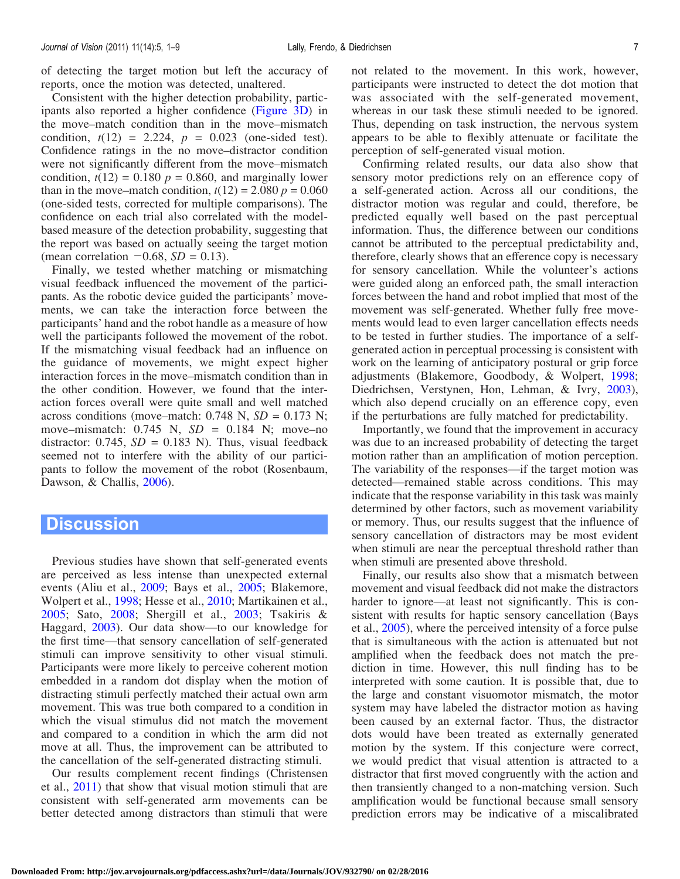of detecting the target motion but left the accuracy of reports, once the motion was detected, unaltered.

Consistent with the higher detection probability, participants also reported a higher confidence (Figure 3D) in the move–match condition than in the move–mismatch condition, $t(12) = 2.224$, $p = 0.023$ (one-sided test). Confidence ratings in the no move–distractor condition were not significantly different from the move–mismatch condition, $t(12) = 0.180$ $p = 0.860$, and marginally lower than in the move–match condition, $t(12) = 2.080$ $p = 0.060$ (one-sided tests, corrected for multiple comparisons). The confidence on each trial also correlated with the model-based measure of the detection probability, suggesting that the report was based on actually seeing the target motion (mean correlation −0.68, $SD = 0.13$).

Finally, we tested whether matching or mismatching visual feedback influenced the movement of the participants. As the robotic device guided the participants' movements, we can take the interaction force between the participants' hand and the robot handle as a measure of how well the participants followed the movement of the robot. If the mismatching visual feedback had an influence on the guidance of movements, we might expect higher interaction forces in the move–mismatch condition than in the other condition. However, we found that the interaction forces overall were quite small and well matched across conditions (move–match: 0.748 N, $SD = 0.173$ N; move–mismatch: 0.745 N, $SD = 0.184$ N; move–no distractor: 0.745, $SD = 0.183$ N). Thus, visual feedback seemed not to interfere with the ability of our participants to follow the movement of the robot (Rosenbaum, Dawson, & Challis, 2006).

# Discussion

Previous studies have shown that self-generated events are perceived as less intense than unexpected external events (Aliu et al., 2009; Bays et al., 2005; Blakemore, Wolpert et al., 1998; Hesse et al., 2010; Martikainen et al., 2005; Sato, 2008; Shergill et al., 2003; Tsakiris & Haggard, 2003). Our data show—to our knowledge for the first time—that sensory cancellation of self-generated stimuli can improve sensitivity to other visual stimuli. Participants were more likely to perceive coherent motion embedded in a random dot display when the motion of distracting stimuli perfectly matched their actual own arm movement. This was true both compared to a condition in which the visual stimulus did not match the movement and compared to a condition in which the arm did not move at all. Thus, the improvement can be attributed to the cancellation of the self-generated distracting stimuli.

Our results complement recent findings (Christensen et al., 2011) that show that visual motion stimuli that are consistent with self-generated arm movements can be better detected among distractors than stimuli that were not related to the movement. In this work, however, participants were instructed to detect the dot motion that was associated with the self-generated movement, whereas in our task these stimuli needed to be ignored. Thus, depending on task instruction, the nervous system appears to be able to flexibly attenuate or facilitate the perception of self-generated visual motion.

Confirming related results, our data also show that sensory motor predictions rely on an efference copy of a self-generated action. Across all our conditions, the distractor motion was regular and could, therefore, be predicted equally well based on the past perceptual information. Thus, the difference between our conditions cannot be attributed to the perceptual predictability and, therefore, clearly shows that an efference copy is necessary for sensory cancellation. While the volunteer's actions were guided along an enforced path, the small interaction forces between the hand and robot implied that most of the movement was self-generated. Whether fully free movements would lead to even larger cancellation effects needs to be tested in further studies. The importance of a self-generated action in perceptual processing is consistent with work on the learning of anticipatory postural or grip force adjustments (Blakemore, Goodbody, & Wolpert, 1998; Diedrichsen, Verstynen, Hon, Lehman, & Ivry, 2003), which also depend crucially on an efference copy, even if the perturbations are fully matched for predictability.

Importantly, we found that the improvement in accuracy was due to an increased probability of detecting the target motion rather than an amplification of motion perception. The variability of the responses—if the target motion was detected—remained stable across conditions. This may indicate that the response variability in this task was mainly determined by other factors, such as movement variability or memory. Thus, our results suggest that the influence of sensory cancellation of distractors may be most evident when stimuli are near the perceptual threshold rather than when stimuli are presented above threshold.

Finally, our results also show that a mismatch between movement and visual feedback did not make the distractors harder to ignore—at least not significantly. This is consistent with results for haptic sensory cancellation (Bays et al., 2005), where the perceived intensity of a force pulse that is simultaneous with the action is attenuated but not amplified when the feedback does not match the prediction in time. However, this null finding has to be interpreted with some caution. It is possible that, due to the large and constant visuomotor mismatch, the motor system may have labeled the distractor motion as having been caused by an external factor. Thus, the distractor dots would have been treated as externally generated motion by the system. If this conjecture were correct, we would predict that visual attention is attracted to a distractor that first moved congruently with the action and then transiently changed to a non-matching version. Such amplification would be functional because small sensory prediction errors may be indicative of a miscalibrated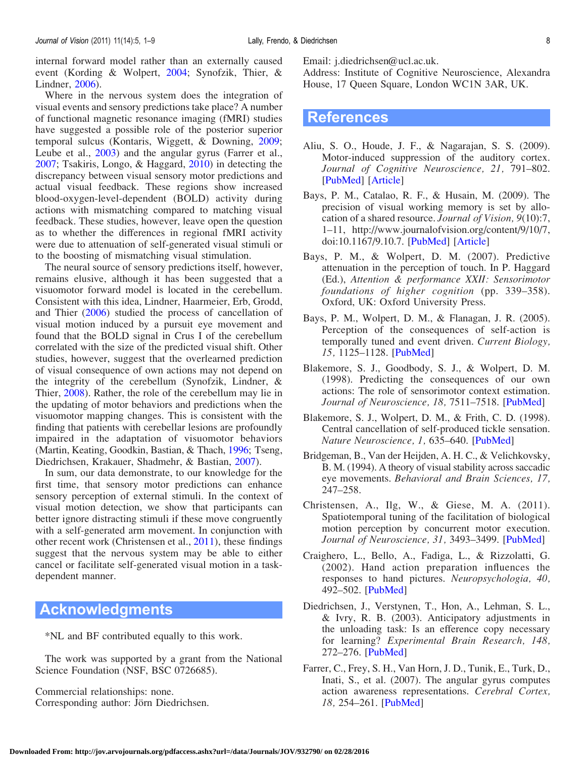internal forward model rather than an externally caused event (Kording & Wolpert, 2004; Synofzik, Thier, & Lindner, 2006).

Where in the nervous system does the integration of visual events and sensory predictions take place? A number of functional magnetic resonance imaging (fMRI) studies have suggested a possible role of the posterior superior temporal sulcus (Kontaris, Wiggett, & Downing, 2009; Leube et al., 2003) and the angular gyrus (Farrer et al., 2007; Tsakiris, Longo, & Haggard, 2010) in detecting the discrepancy between visual sensory motor predictions and actual visual feedback. These regions show increased blood-oxygen-level-dependent (BOLD) activity during actions with mismatching compared to matching visual feedback. These studies, however, leave open the question as to whether the differences in regional fMRI activity were due to attenuation of self-generated visual stimuli or to the boosting of mismatching visual stimulation.

The neural source of sensory predictions itself, however, remains elusive, although it has been suggested that a visuomotor forward model is located in the cerebellum. Consistent with this idea, Lindner, Haarmeier, Erb, Grodd, and Thier (2006) studied the process of cancellation of visual motion induced by a pursuit eye movement and found that the BOLD signal in Crus I of the cerebellum correlated with the size of the predicted visual shift. Other studies, however, suggest that the overlearned prediction of visual consequence of own actions may not depend on the integrity of the cerebellum (Synofzik, Lindner, & Thier, 2008). Rather, the role of the cerebellum may lie in the updating of motor behaviors and predictions when the visuomotor mapping changes. This is consistent with the finding that patients with cerebellar lesions are profoundly impaired in the adaptation of visuomotor behaviors (Martin, Keating, Goodkin, Bastian, & Thach, 1996; Tseng, Diedrichsen, Krakauer, Shadmehr, & Bastian, 2007).

In sum, our data demonstrate, to our knowledge for the first time, that sensory motor predictions can enhance sensory perception of external stimuli. In the context of visual motion detection, we show that participants can better ignore distracting stimuli if these move congruently with a self-generated arm movement. In conjunction with other recent work (Christensen et al., 2011), these findings suggest that the nervous system may be able to either cancel or facilitate self-generated visual motion in a task-dependent manner.

## Acknowledgments

*NL and BF contributed equally to this work.

The work was supported by a grant from the National Science Foundation (NSF, BSC 0726685).

Commercial relationships: none.
Corresponding author: Jörn Diedrichsen.
Email: j.diedrichsen@ucl.ac.uk.
Address: Institute of Cognitive Neuroscience, Alexandra House, 17 Queen Square, London WC1N 3AR, UK.

## References

Aliu, S. O., Houde, J. F., & Nagarajan, S. S. (2009). Motor-induced suppression of the auditory cortex. *Journal of Cognitive Neuroscience, 21,* 791–802. [PubMed] [Article]

Bays, P. M., Catalao, R. F., & Husain, M. (2009). The precision of visual working memory is set by allocation of a shared resource. *Journal of Vision, 9*(10):7, 1–11, http://www.journalofvision.org/content/9/10/7, doi:10.1167/9.10.7. [PubMed] [Article]

Bays, P. M., & Wolpert, D. M. (2007). Predictive attenuation in the perception of touch. In P. Haggard (Ed.), *Attention & performance XXII: Sensorimotor foundations of higher cognition* (pp. 339–358). Oxford, UK: Oxford University Press.

Bays, P. M., Wolpert, D. M., & Flanagan, J. R. (2005). Perception of the consequences of self-action is temporally tuned and event driven. *Current Biology, 15,* 1125–1128. [PubMed]

Blakemore, S. J., Goodbody, S. J., & Wolpert, D. M. (1998). Predicting the consequences of our own actions: The role of sensorimotor context estimation. *Journal of Neuroscience, 18,* 7511–7518. [PubMed]

Blakemore, S. J., Wolpert, D. M., & Frith, C. D. (1998). Central cancellation of self-produced tickle sensation. *Nature Neuroscience, 1,* 635–640. [PubMed]

Bridgeman, B., Van der Heijden, A. H. C., & Velichkovsky, B. M. (1994). A theory of visual stability across saccadic eye movements. *Behavioral and Brain Sciences, 17,* 247–258.

Christensen, A., Ilg, W., & Giese, M. A. (2011). Spatiotemporal tuning of the facilitation of biological motion perception by concurrent motor execution. *Journal of Neuroscience, 31,* 3493–3499. [PubMed]

Craighero, L., Bello, A., Fadiga, L., & Rizzolatti, G. (2002). Hand action preparation influences the responses to hand pictures. *Neuropsychologia, 40,* 492–502. [PubMed]

Diedrichsen, J., Verstynen, T., Hon, A., Lehman, S. L., & Ivry, R. B. (2003). Anticipatory adjustments in the unloading task: Is an efference copy necessary for learning? *Experimental Brain Research, 148,* 272–276. [PubMed]

Farrer, C., Frey, S. H., Van Horn, J. D., Tunik, E., Turk, D., Inati, S., et al. (2007). The angular gyrus computes action awareness representations. *Cerebral Cortex, 18,* 254–261. [PubMed]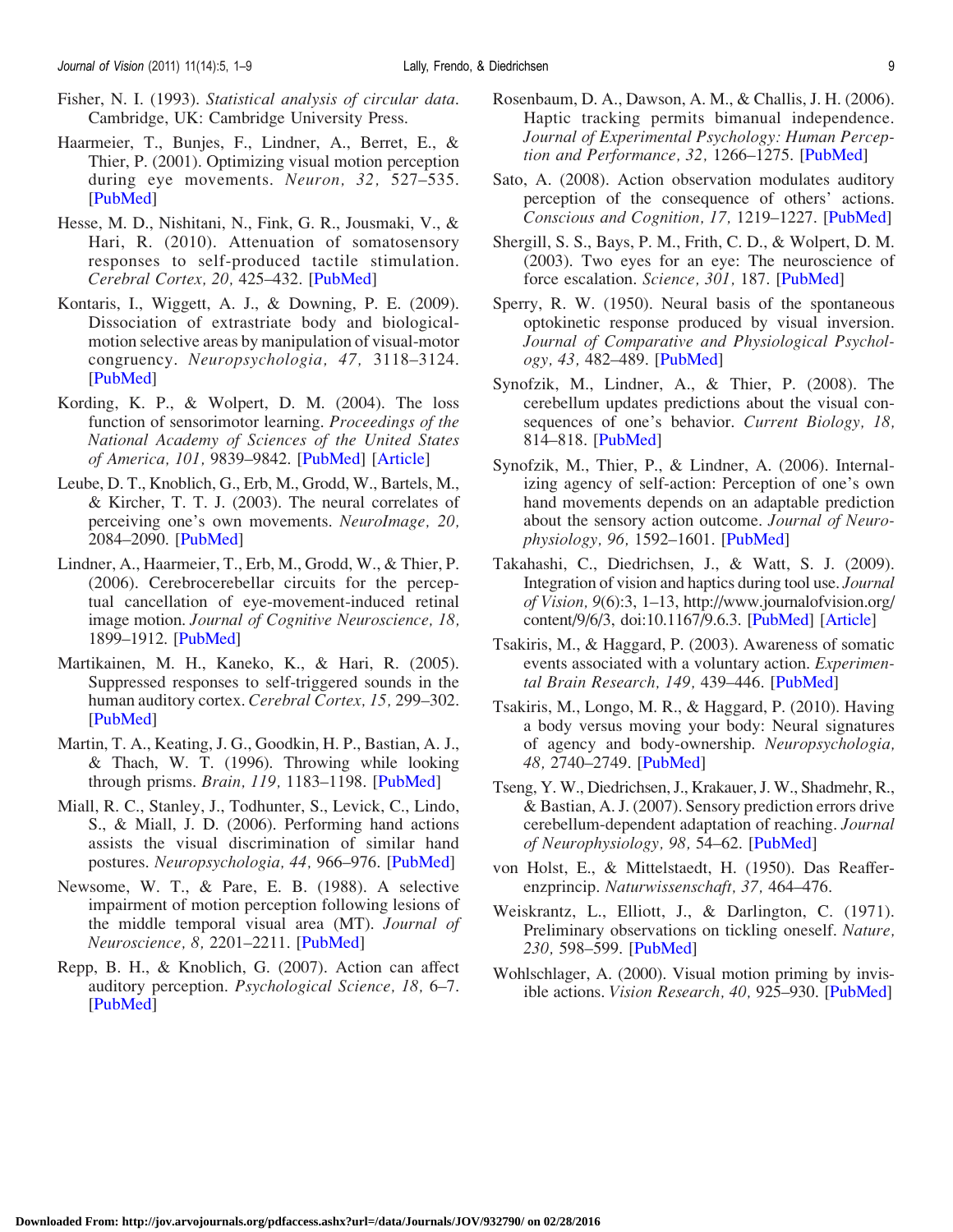Fisher, N. I. (1993). *Statistical analysis of circular data*. Cambridge, UK: Cambridge University Press.

Haarmeier, T., Bunjes, F., Lindner, A., Berret, E., & Thier, P. (2001). Optimizing visual motion perception during eye movements. *Neuron, 32,* 527–535. [PubMed]

Hesse, M. D., Nishitani, N., Fink, G. R., Jousmaki, V., & Hari, R. (2010). Attenuation of somatosensory responses to self-produced tactile stimulation. *Cerebral Cortex, 20,* 425–432. [PubMed]

Kontaris, I., Wiggett, A. J., & Downing, P. E. (2009). Dissociation of extrastriate body and biological-motion selective areas by manipulation of visual-motor congruency. *Neuropsychologia, 47,* 3118–3124. [PubMed]

Kording, K. P., & Wolpert, D. M. (2004). The loss function of sensorimotor learning. *Proceedings of the National Academy of Sciences of the United States of America, 101,* 9839–9842. [PubMed] [Article]

Leube, D. T., Knoblich, G., Erb, M., Grodd, W., Bartels, M., & Kircher, T. T. J. (2003). The neural correlates of perceiving one's own movements. *NeuroImage, 20,* 2084–2090. [PubMed]

Lindner, A., Haarmeier, T., Erb, M., Grodd, W., & Thier, P. (2006). Cerebrocerebellar circuits for the perceptual cancellation of eye-movement-induced retinal image motion. *Journal of Cognitive Neuroscience, 18,* 1899–1912. [PubMed]

Martikainen, M. H., Kaneko, K., & Hari, R. (2005). Suppressed responses to self-triggered sounds in the human auditory cortex. *Cerebral Cortex, 15,* 299–302. [PubMed]

Martin, T. A., Keating, J. G., Goodkin, H. P., Bastian, A. J., & Thach, W. T. (1996). Throwing while looking through prisms. *Brain, 119,* 1183–1198. [PubMed]

Miall, R. C., Stanley, J., Todhunter, S., Levick, C., Lindo, S., & Miall, J. D. (2006). Performing hand actions assists the visual discrimination of similar hand postures. *Neuropsychologia, 44,* 966–976. [PubMed]

Newsome, W. T., & Pare, E. B. (1988). A selective impairment of motion perception following lesions of the middle temporal visual area (MT). *Journal of Neuroscience, 8,* 2201–2211. [PubMed]

Repp, B. H., & Knoblich, G. (2007). Action can affect auditory perception. *Psychological Science, 18,* 6–7. [PubMed]

Rosenbaum, D. A., Dawson, A. M., & Challis, J. H. (2006). Haptic tracking permits bimanual independence. *Journal of Experimental Psychology: Human Perception and Performance, 32,* 1266–1275. [PubMed]

Sato, A. (2008). Action observation modulates auditory perception of the consequence of others' actions. *Conscious and Cognition, 17,* 1219–1227. [PubMed]

Shergill, S. S., Bays, P. M., Frith, C. D., & Wolpert, D. M. (2003). Two eyes for an eye: The neuroscience of force escalation. *Science, 301,* 187. [PubMed]

Sperry, R. W. (1950). Neural basis of the spontaneous optokinetic response produced by visual inversion. *Journal of Comparative and Physiological Psychology, 43,* 482–489. [PubMed]

Synofzik, M., Lindner, A., & Thier, P. (2008). The cerebellum updates predictions about the visual consequences of one's behavior. *Current Biology, 18,* 814–818. [PubMed]

Synofzik, M., Thier, P., & Lindner, A. (2006). Internalizing agency of self-action: Perception of one's own hand movements depends on an adaptable prediction about the sensory action outcome. *Journal of Neurophysiology, 96,* 1592–1601. [PubMed]

Takahashi, C., Diedrichsen, J., & Watt, S. J. (2009). Integration of vision and haptics during tool use. *Journal of Vision, 9*(6):3, 1–13, http://www.journalofvision.org/content/9/6/3, doi:10.1167/9.6.3. [PubMed] [Article]

Tsakiris, M., & Haggard, P. (2003). Awareness of somatic events associated with a voluntary action. *Experimental Brain Research, 149,* 439–446. [PubMed]

Tsakiris, M., Longo, M. R., & Haggard, P. (2010). Having a body versus moving your body: Neural signatures of agency and body-ownership. *Neuropsychologia, 48,* 2740–2749. [PubMed]

Tseng, Y. W., Diedrichsen, J., Krakauer, J. W., Shadmehr, R., & Bastian, A. J. (2007). Sensory prediction errors drive cerebellum-dependent adaptation of reaching. *Journal of Neurophysiology, 98,* 54–62. [PubMed]

von Holst, E., & Mittelstaedt, H. (1950). Das Reafferenzprincip. *Naturwissenschaft, 37,* 464–476.

Weiskrantz, L., Elliott, J., & Darlington, C. (1971). Preliminary observations on tickling oneself. *Nature, 230,* 598–599. [PubMed]

Wohlschlager, A. (2000). Visual motion priming by invisible actions. *Vision Research, 40,* 925–930. [PubMed]